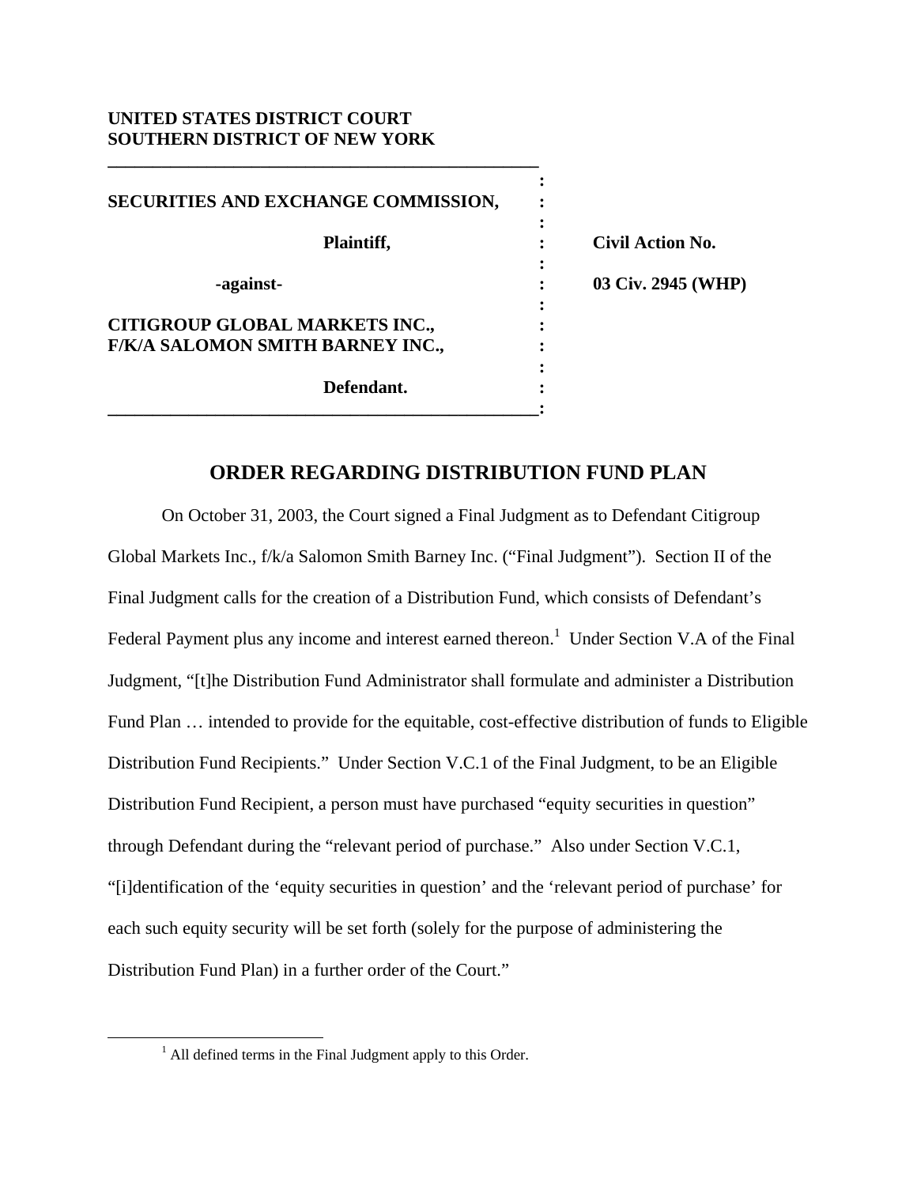**UNITED STATES DISTRICT COURT**
**SOUTHERN DISTRICT OF NEW YORK**

| | | |
|---|---|---|
| **SECURITIES AND EXCHANGE COMMISSION,** | : | |
| **Plaintiff,** | : | **Civil Action No.** |
| **-against-** | : | **03 Civ. 2945 (WHP)** |
| **CITIGROUP GLOBAL MARKETS INC., F/K/A SALOMON SMITH BARNEY INC.,** | : | |
| **Defendant.** | : | |

## ORDER REGARDING DISTRIBUTION FUND PLAN

On October 31, 2003, the Court signed a Final Judgment as to Defendant Citigroup Global Markets Inc., f/k/a Salomon Smith Barney Inc. ("Final Judgment"). Section II of the Final Judgment calls for the creation of a Distribution Fund, which consists of Defendant's Federal Payment plus any income and interest earned thereon.[1] Under Section V.A of the Final Judgment, "[t]he Distribution Fund Administrator shall formulate and administer a Distribution Fund Plan … intended to provide for the equitable, cost-effective distribution of funds to Eligible Distribution Fund Recipients." Under Section V.C.1 of the Final Judgment, to be an Eligible Distribution Fund Recipient, a person must have purchased "equity securities in question" through Defendant during the "relevant period of purchase." Also under Section V.C.1, "[i]dentification of the 'equity securities in question' and the 'relevant period of purchase' for each such equity security will be set forth (solely for the purpose of administering the Distribution Fund Plan) in a further order of the Court."

[1] All defined terms in the Final Judgment apply to this Order.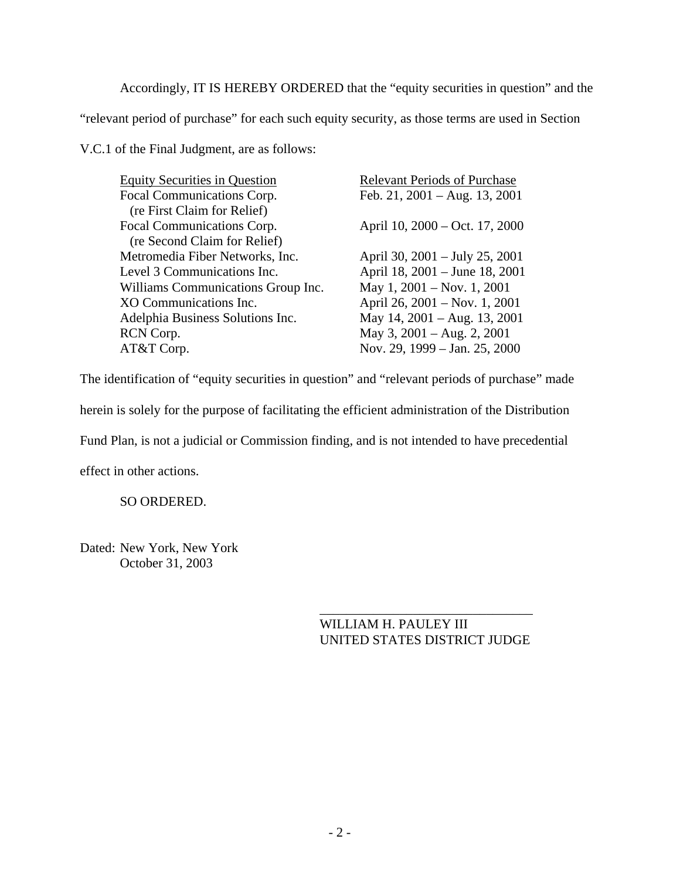Accordingly, IT IS HEREBY ORDERED that the "equity securities in question" and the "relevant period of purchase" for each such equity security, as those terms are used in Section V.C.1 of the Final Judgment, are as follows:

| Equity Securities in Question | Relevant Periods of Purchase |
|---|---|
| Focal Communications Corp. (re First Claim for Relief) | Feb. 21, 2001 – Aug. 13, 2001 |
| Focal Communications Corp. (re Second Claim for Relief) | April 10, 2000 – Oct. 17, 2000 |
| Metromedia Fiber Networks, Inc. | April 30, 2001 – July 25, 2001 |
| Level 3 Communications Inc. | April 18, 2001 – June 18, 2001 |
| Williams Communications Group Inc. | May 1, 2001 – Nov. 1, 2001 |
| XO Communications Inc. | April 26, 2001 – Nov. 1, 2001 |
| Adelphia Business Solutions Inc. | May 14, 2001 – Aug. 13, 2001 |
| RCN Corp. | May 3, 2001 – Aug. 2, 2001 |
| AT&T Corp. | Nov. 29, 1999 – Jan. 25, 2000 |

The identification of "equity securities in question" and "relevant periods of purchase" made herein is solely for the purpose of facilitating the efficient administration of the Distribution Fund Plan, is not a judicial or Commission finding, and is not intended to have precedential effect in other actions.

SO ORDERED.

Dated: New York, New York
October 31, 2003

\_\_\_\_\_\_\_\_\_\_\_\_\_\_\_\_\_\_\_\_\_\_\_\_\_\_\_\_\_\_\_\_

WILLIAM H. PAULEY III
UNITED STATES DISTRICT JUDGE